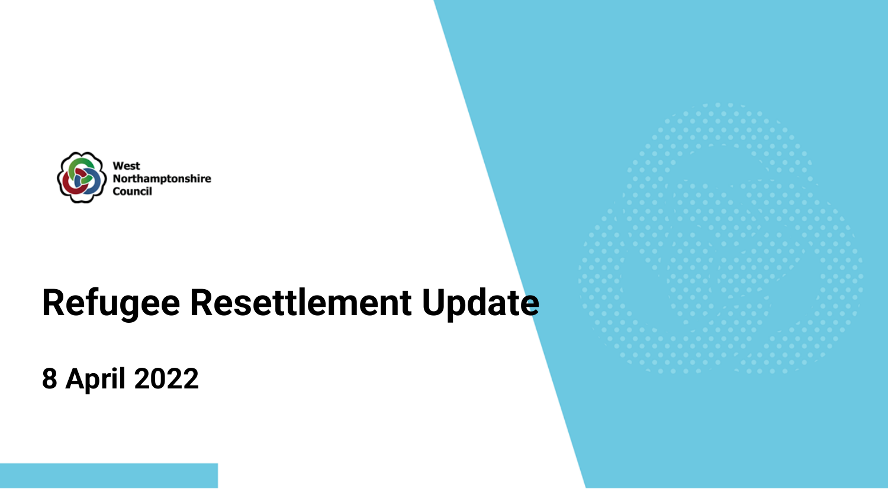West Northamptonshire Council

# Refugee Resettlement Update

## 8 April 2022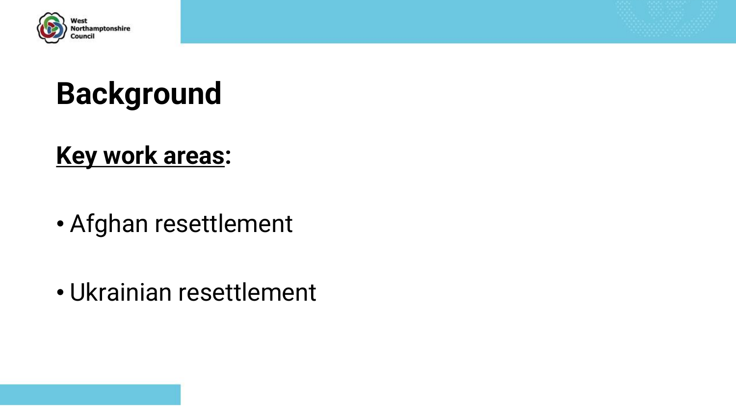# Background

**Key work areas:**

- Afghan resettlement
- Ukrainian resettlement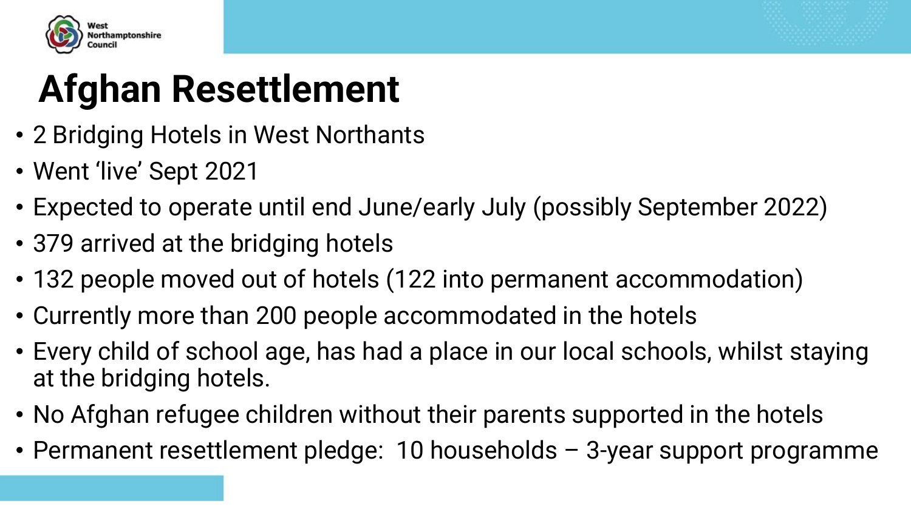# Afghan Resettlement

- 2 Bridging Hotels in West Northants
- Went 'live' Sept 2021
- Expected to operate until end June/early July (possibly September 2022)
- 379 arrived at the bridging hotels
- 132 people moved out of hotels (122 into permanent accommodation)
- Currently more than 200 people accommodated in the hotels
- Every child of school age, has had a place in our local schools, whilst staying at the bridging hotels.
- No Afghan refugee children without their parents supported in the hotels
- Permanent resettlement pledge: 10 households – 3-year support programme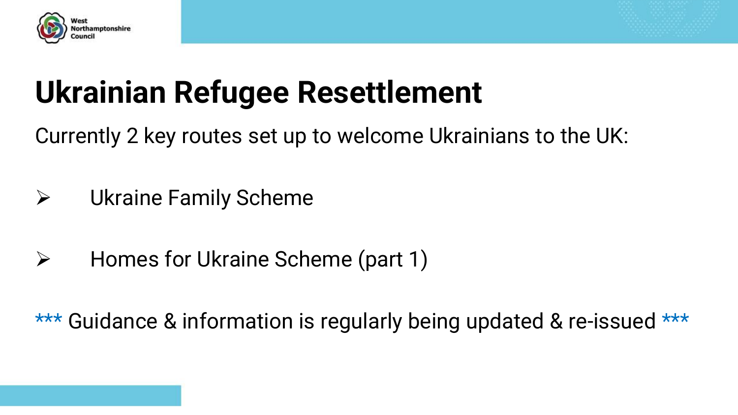# Ukrainian Refugee Resettlement

Currently 2 key routes set up to welcome Ukrainians to the UK:

- Ukraine Family Scheme
- Homes for Ukraine Scheme (part 1)

*** Guidance & information is regularly being updated & re-issued ***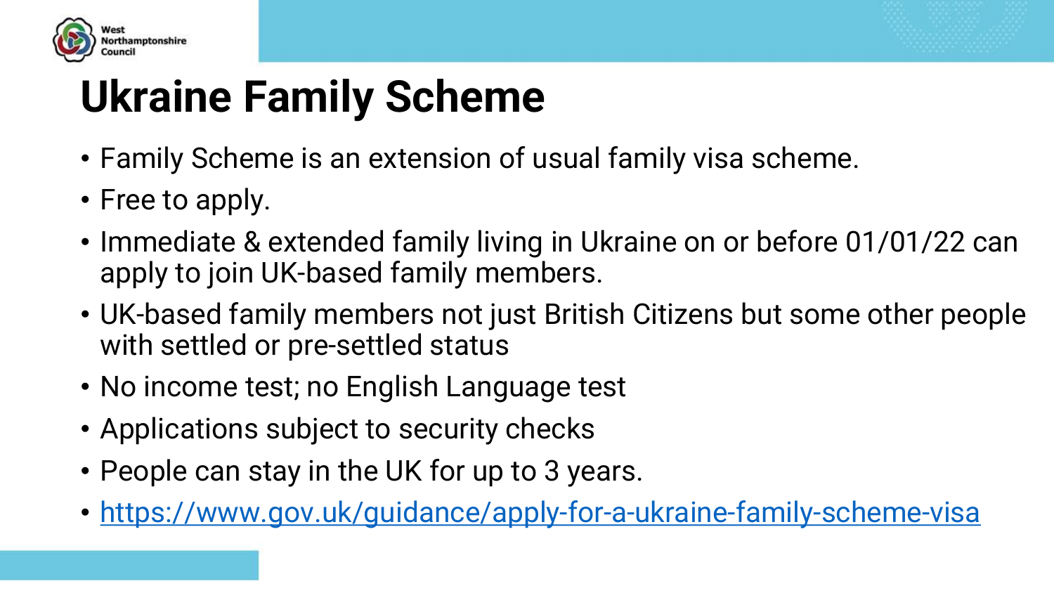# Ukraine Family Scheme

- Family Scheme is an extension of usual family visa scheme.
- Free to apply.
- Immediate & extended family living in Ukraine on or before 01/01/22 can apply to join UK-based family members.
- UK-based family members not just British Citizens but some other people with settled or pre-settled status
- No income test; no English Language test
- Applications subject to security checks
- People can stay in the UK for up to 3 years.
- [https://www.gov.uk/guidance/apply-for-a-ukraine-family-scheme-visa](https://www.gov.uk/guidance/apply-for-a-ukraine-family-scheme-visa)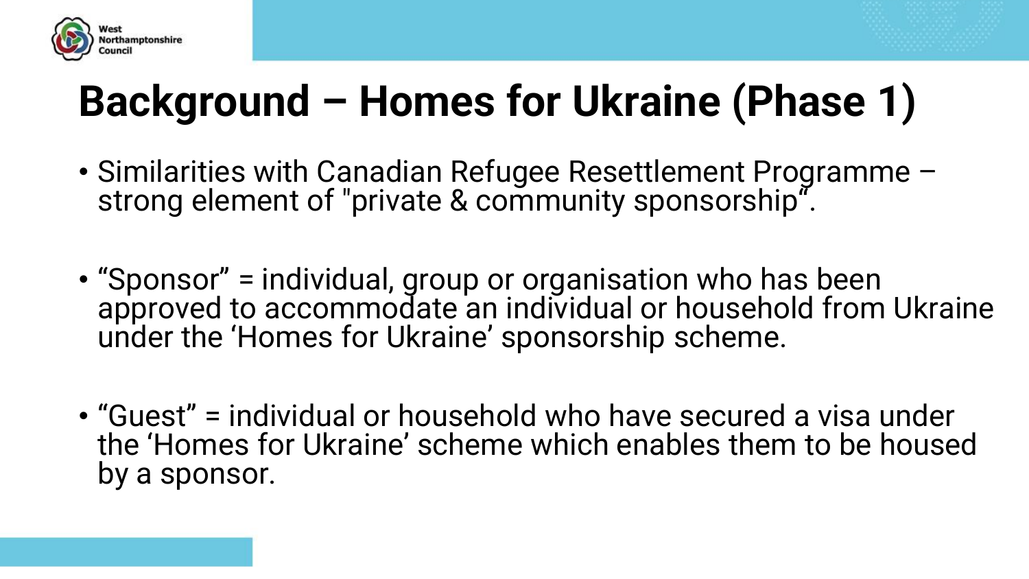# Background – Homes for Ukraine (Phase 1)

- Similarities with Canadian Refugee Resettlement Programme – strong element of "private & community sponsorship".

- "Sponsor" = individual, group or organisation who has been approved to accommodate an individual or household from Ukraine under the 'Homes for Ukraine' sponsorship scheme.

- "Guest" = individual or household who have secured a visa under the 'Homes for Ukraine' scheme which enables them to be housed by a sponsor.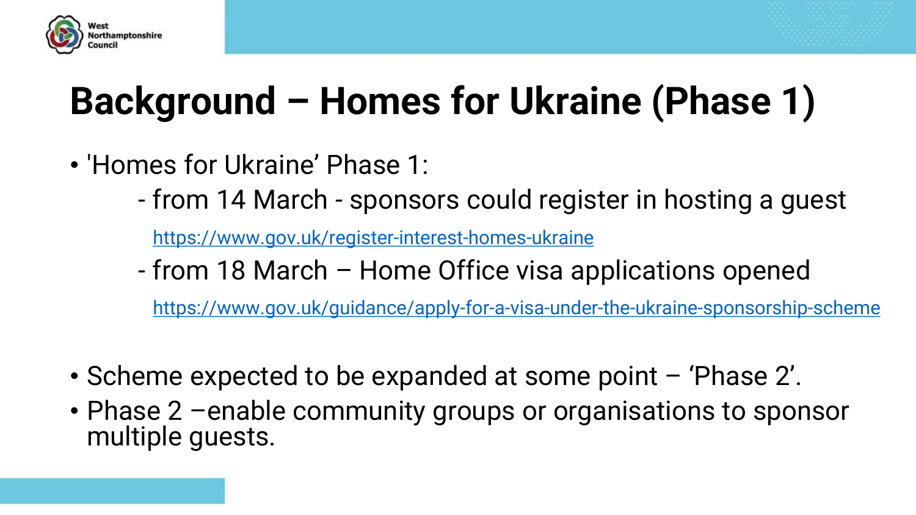# Background – Homes for Ukraine (Phase 1)

- 'Homes for Ukraine' Phase 1:
  - from 14 March - sponsors could register in hosting a guest
    
    https://www.gov.uk/register-interest-homes-ukraine
  - from 18 March – Home Office visa applications opened
    
    https://www.gov.uk/guidance/apply-for-a-visa-under-the-ukraine-sponsorship-scheme

- Scheme expected to be expanded at some point – 'Phase 2'.
- Phase 2 –enable community groups or organisations to sponsor multiple guests.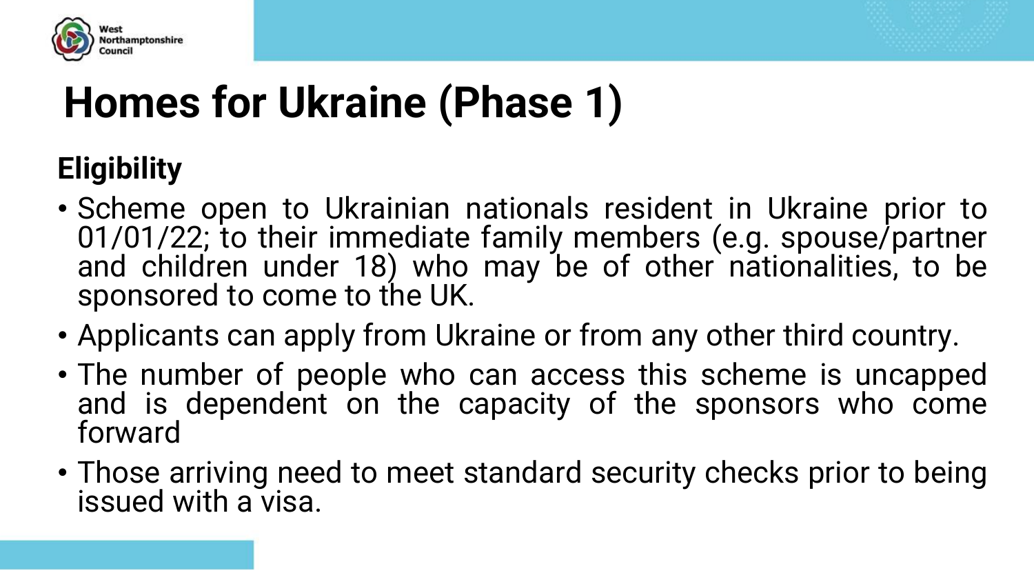# Homes for Ukraine (Phase 1)

## Eligibility

- Scheme open to Ukrainian nationals resident in Ukraine prior to 01/01/22; to their immediate family members (e.g. spouse/partner and children under 18) who may be of other nationalities, to be sponsored to come to the UK.
- Applicants can apply from Ukraine or from any other third country.
- The number of people who can access this scheme is uncapped and is dependent on the capacity of the sponsors who come forward
- Those arriving need to meet standard security checks prior to being issued with a visa.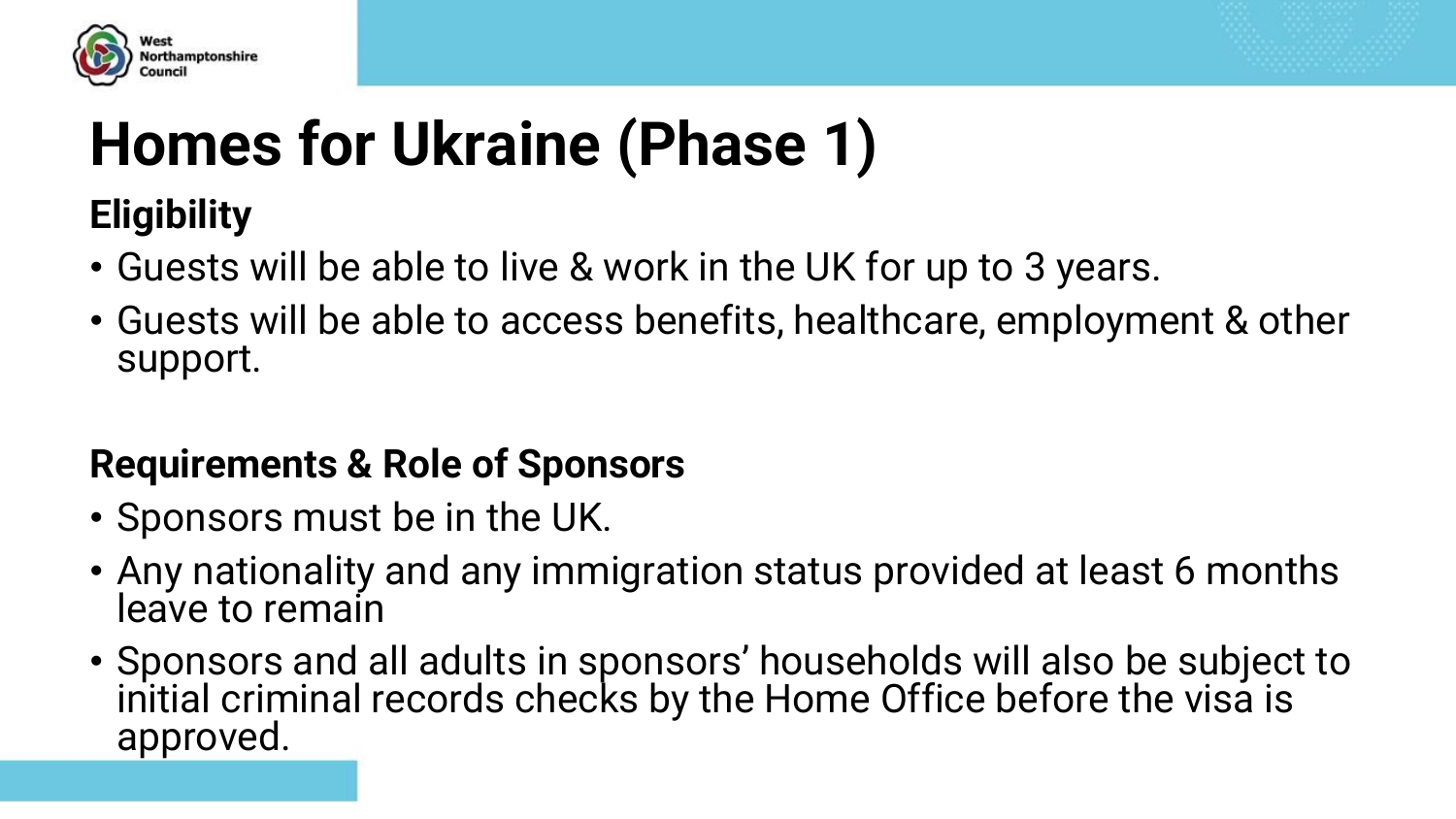# Homes for Ukraine (Phase 1)

## Eligibility

- Guests will be able to live & work in the UK for up to 3 years.
- Guests will be able to access benefits, healthcare, employment & other support.

## Requirements & Role of Sponsors

- Sponsors must be in the UK.
- Any nationality and any immigration status provided at least 6 months leave to remain
- Sponsors and all adults in sponsors' households will also be subject to initial criminal records checks by the Home Office before the visa is approved.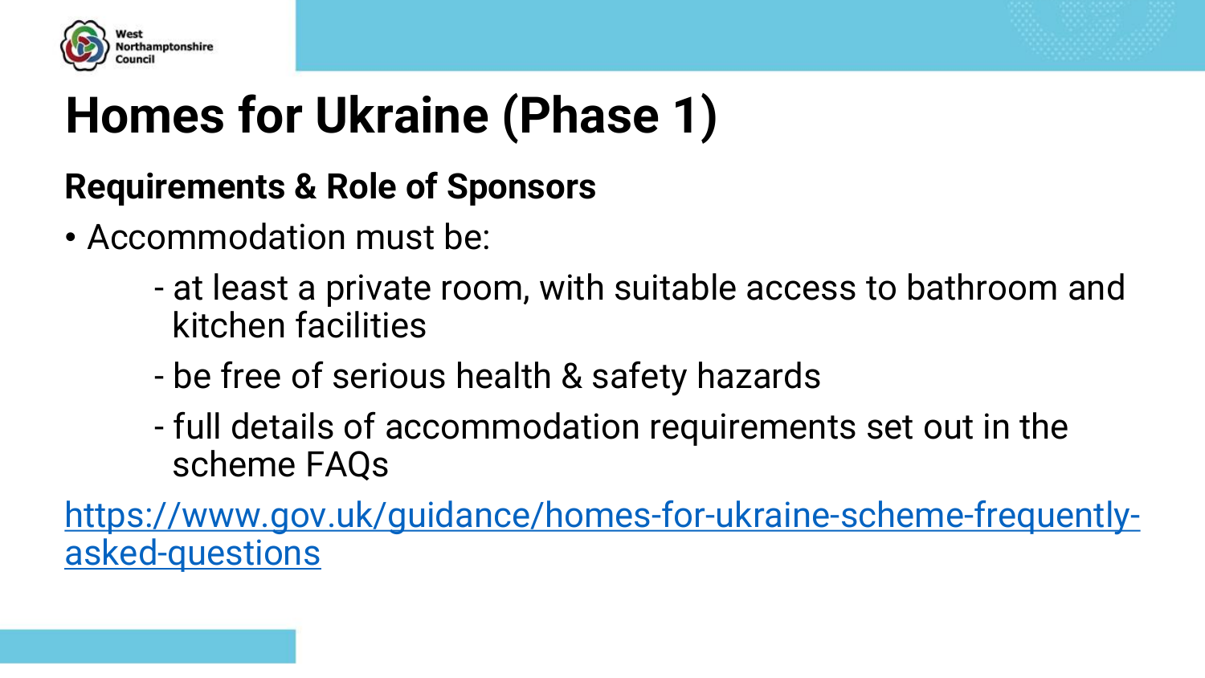# Homes for Ukraine (Phase 1)

## Requirements & Role of Sponsors

- Accommodation must be:
  - at least a private room, with suitable access to bathroom and kitchen facilities
  - be free of serious health & safety hazards
  - full details of accommodation requirements set out in the scheme FAQs

https://www.gov.uk/guidance/homes-for-ukraine-scheme-frequently-asked-questions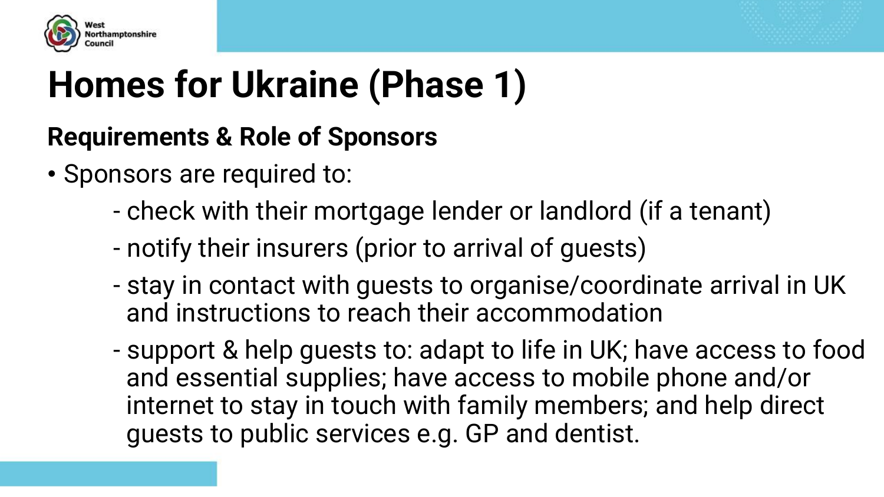# Homes for Ukraine (Phase 1)

## Requirements & Role of Sponsors

- Sponsors are required to:
  - check with their mortgage lender or landlord (if a tenant)
  - notify their insurers (prior to arrival of guests)
  - stay in contact with guests to organise/coordinate arrival in UK and instructions to reach their accommodation
  - support & help guests to: adapt to life in UK; have access to food and essential supplies; have access to mobile phone and/or internet to stay in touch with family members; and help direct guests to public services e.g. GP and dentist.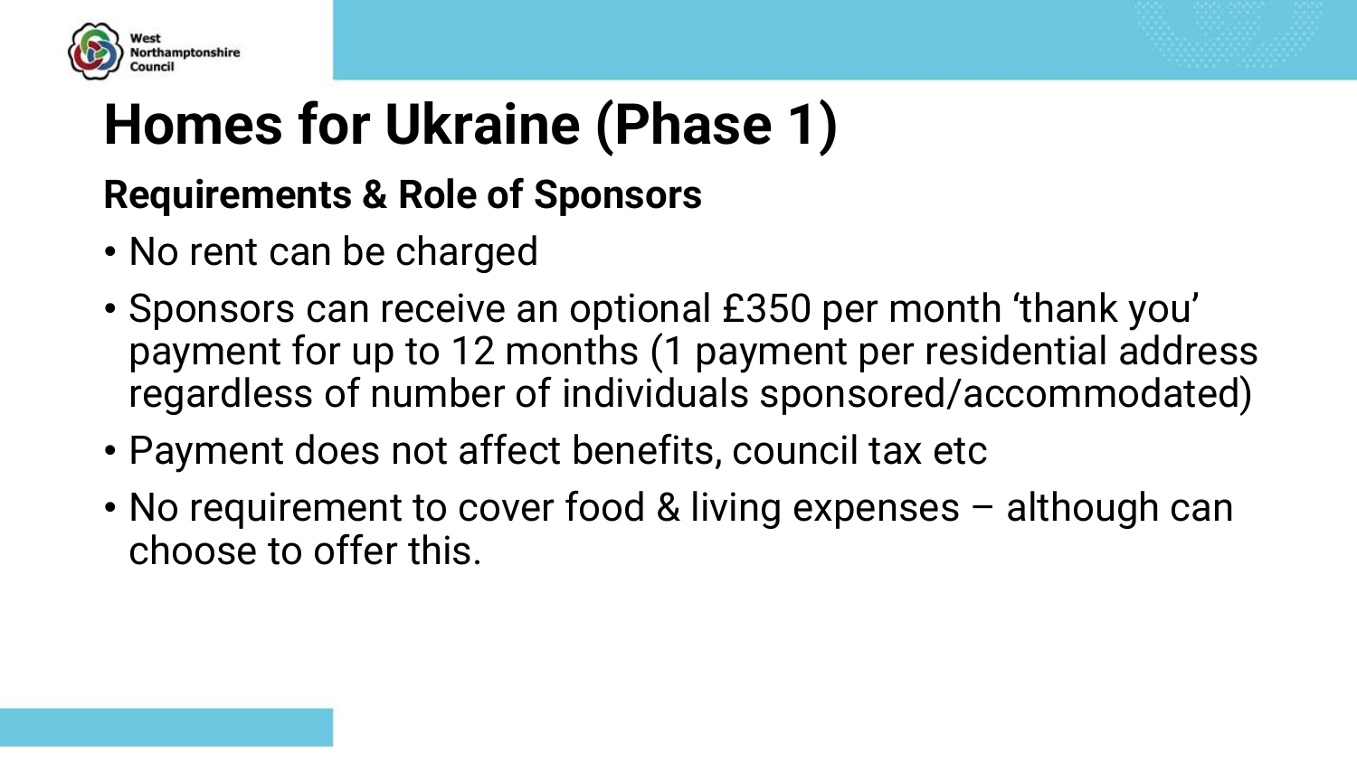# Homes for Ukraine (Phase 1)

## Requirements & Role of Sponsors

- No rent can be charged
- Sponsors can receive an optional £350 per month 'thank you' payment for up to 12 months (1 payment per residential address regardless of number of individuals sponsored/accommodated)
- Payment does not affect benefits, council tax etc
- No requirement to cover food & living expenses – although can choose to offer this.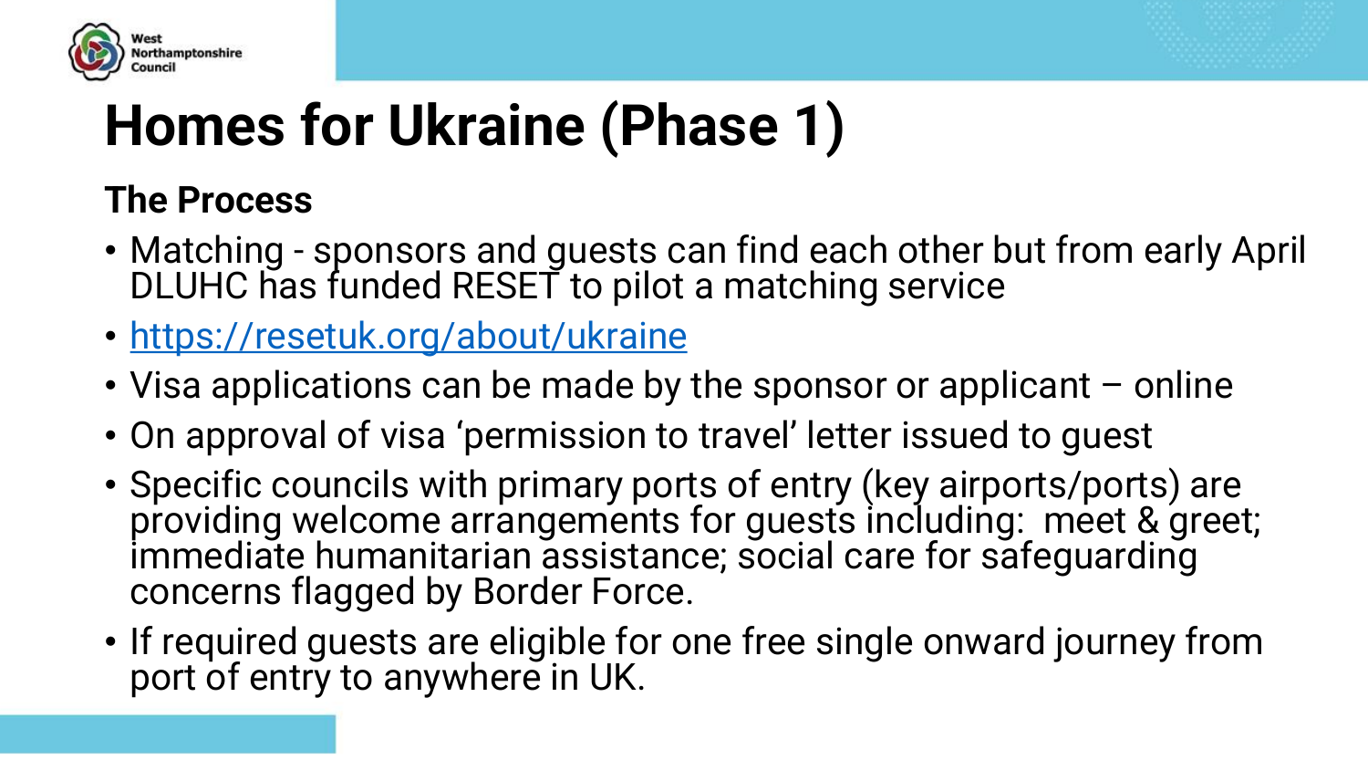# Homes for Ukraine (Phase 1)

## The Process

- Matching - sponsors and guests can find each other but from early April DLUHC has funded RESET to pilot a matching service
- https://resetuk.org/about/ukraine
- Visa applications can be made by the sponsor or applicant – online
- On approval of visa 'permission to travel' letter issued to guest
- Specific councils with primary ports of entry (key airports/ports) are providing welcome arrangements for guests including: meet & greet; immediate humanitarian assistance; social care for safeguarding concerns flagged by Border Force.
- If required guests are eligible for one free single onward journey from port of entry to anywhere in UK.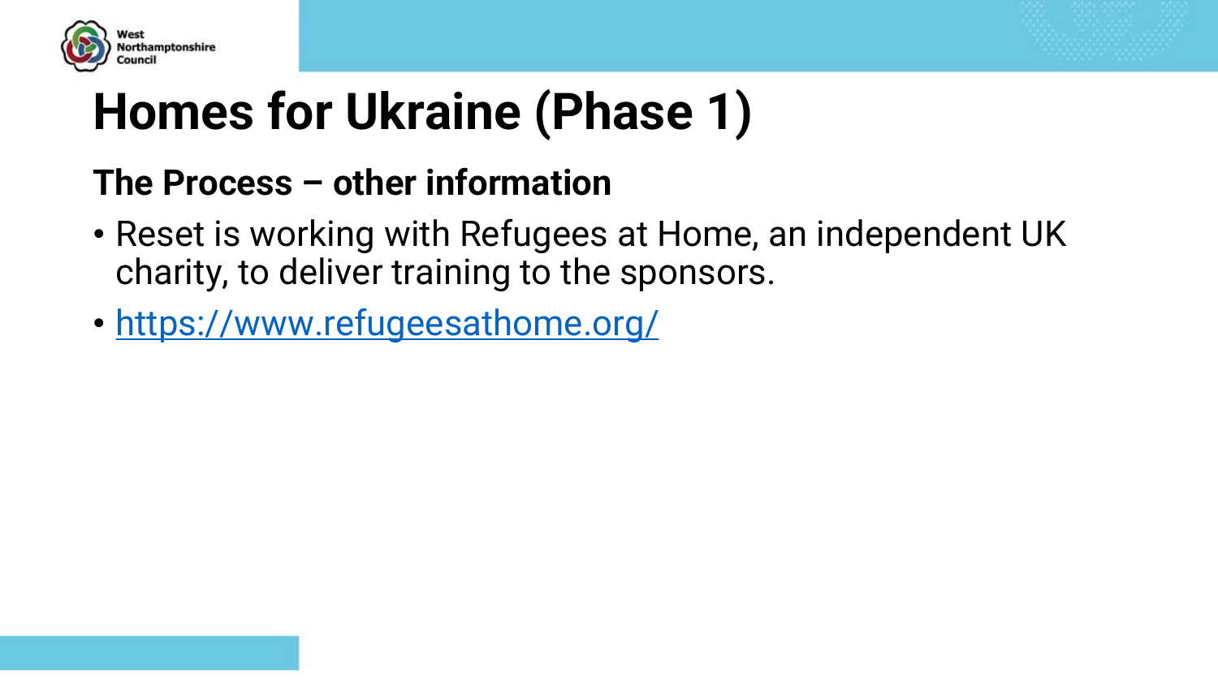# Homes for Ukraine (Phase 1)

## The Process – other information

- Reset is working with Refugees at Home, an independent UK charity, to deliver training to the sponsors.
- [https://www.refugeesathome.org/](https://www.refugeesathome.org/)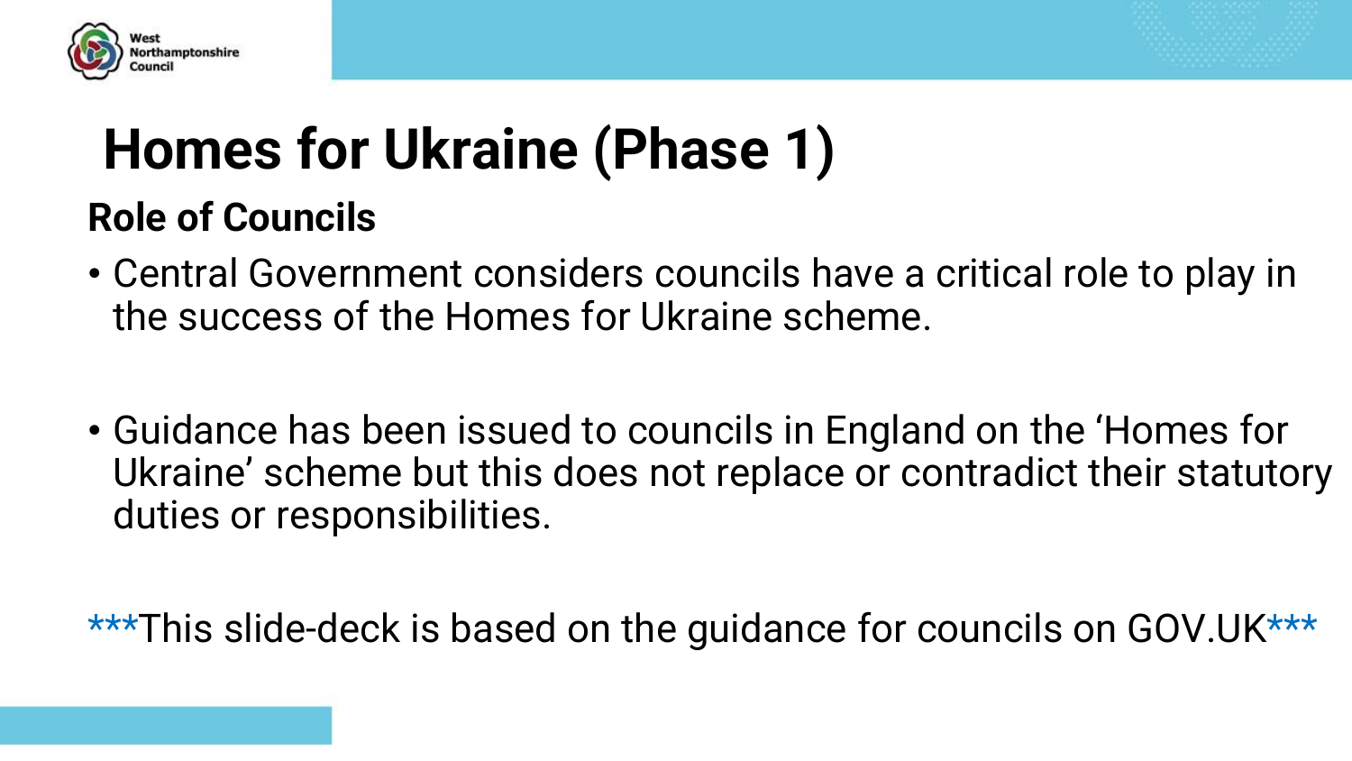# Homes for Ukraine (Phase 1)

## Role of Councils

- Central Government considers councils have a critical role to play in the success of the Homes for Ukraine scheme.

- Guidance has been issued to councils in England on the 'Homes for Ukraine' scheme but this does not replace or contradict their statutory duties or responsibilities.

***This slide-deck is based on the guidance for councils on GOV.UK***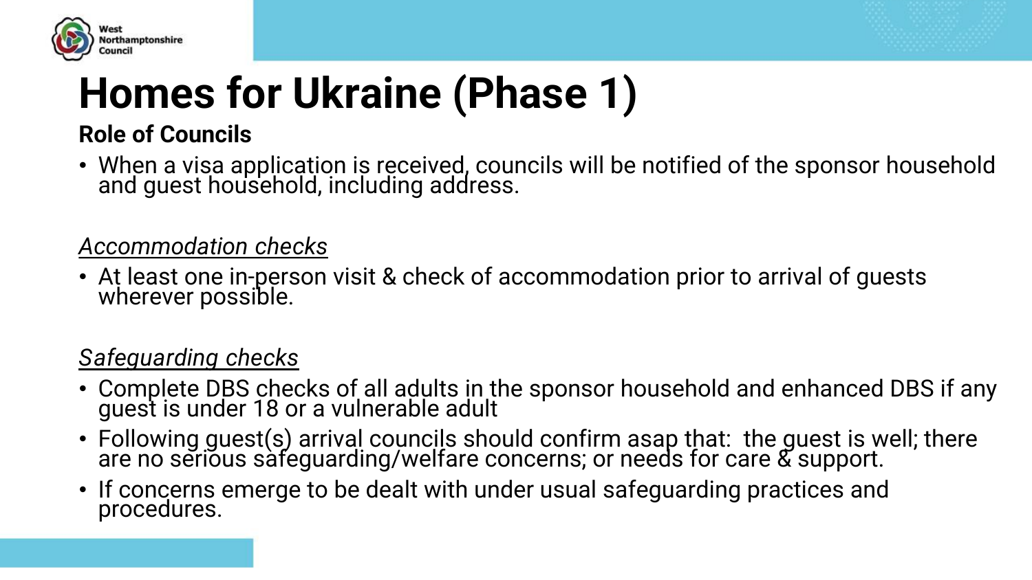# Homes for Ukraine (Phase 1)

**Role of Councils**

- When a visa application is received, councils will be notified of the sponsor household and guest household, including address.

*Accommodation checks*

- At least one in-person visit & check of accommodation prior to arrival of guests wherever possible.

*Safeguarding checks*

- Complete DBS checks of all adults in the sponsor household and enhanced DBS if any guest is under 18 or a vulnerable adult
- Following guest(s) arrival councils should confirm asap that: the guest is well; there are no serious safeguarding/welfare concerns; or needs for care & support.
- If concerns emerge to be dealt with under usual safeguarding practices and procedures.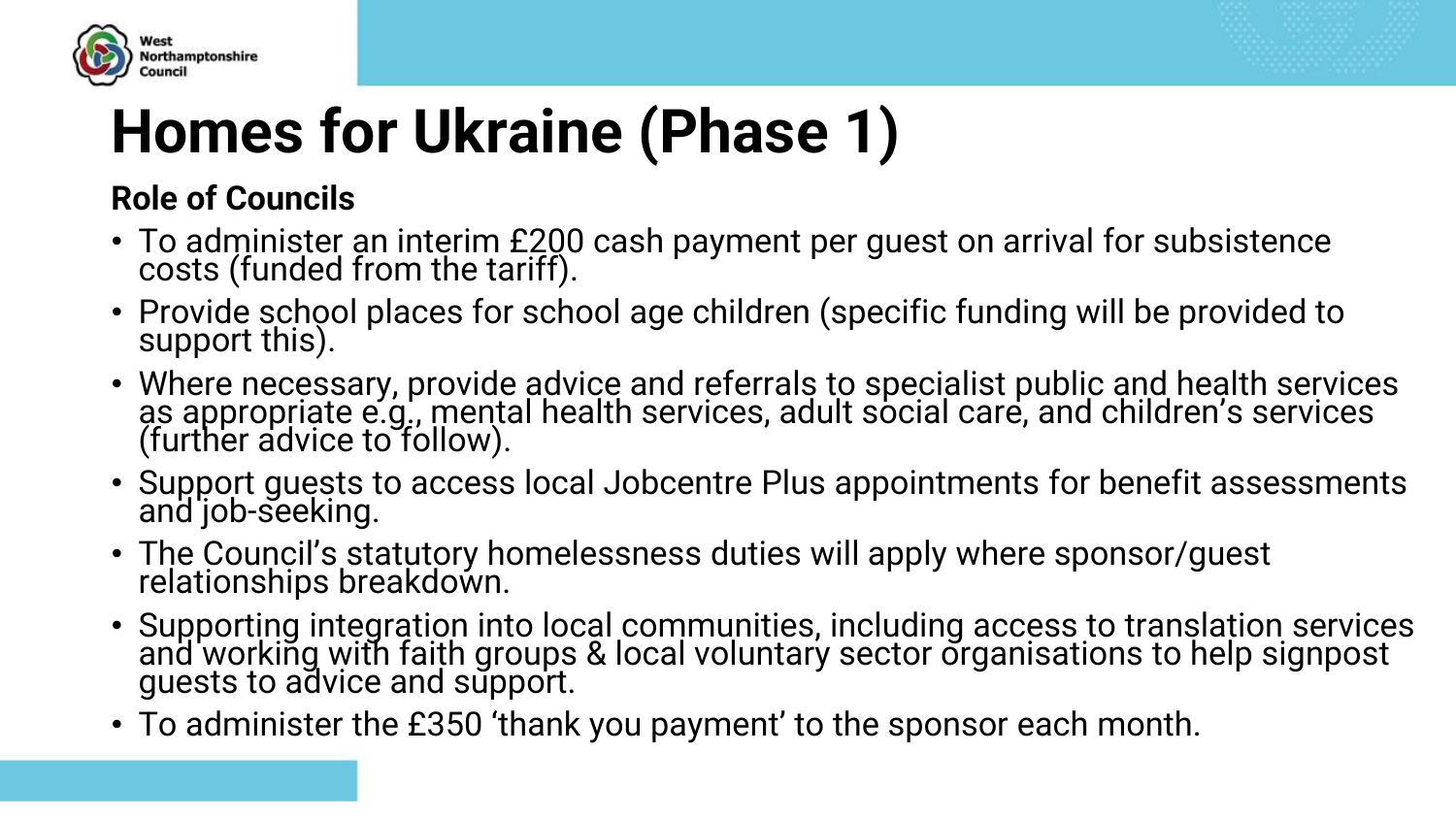# Homes for Ukraine (Phase 1)

**Role of Councils**

- To administer an interim £200 cash payment per guest on arrival for subsistence costs (funded from the tariff).
- Provide school places for school age children (specific funding will be provided to support this).
- Where necessary, provide advice and referrals to specialist public and health services as appropriate e.g., mental health services, adult social care, and children's services (further advice to follow).
- Support guests to access local Jobcentre Plus appointments for benefit assessments and job-seeking.
- The Council's statutory homelessness duties will apply where sponsor/guest relationships breakdown.
- Supporting integration into local communities, including access to translation services and working with faith groups & local voluntary sector organisations to help signpost guests to advice and support.
- To administer the £350 'thank you payment' to the sponsor each month.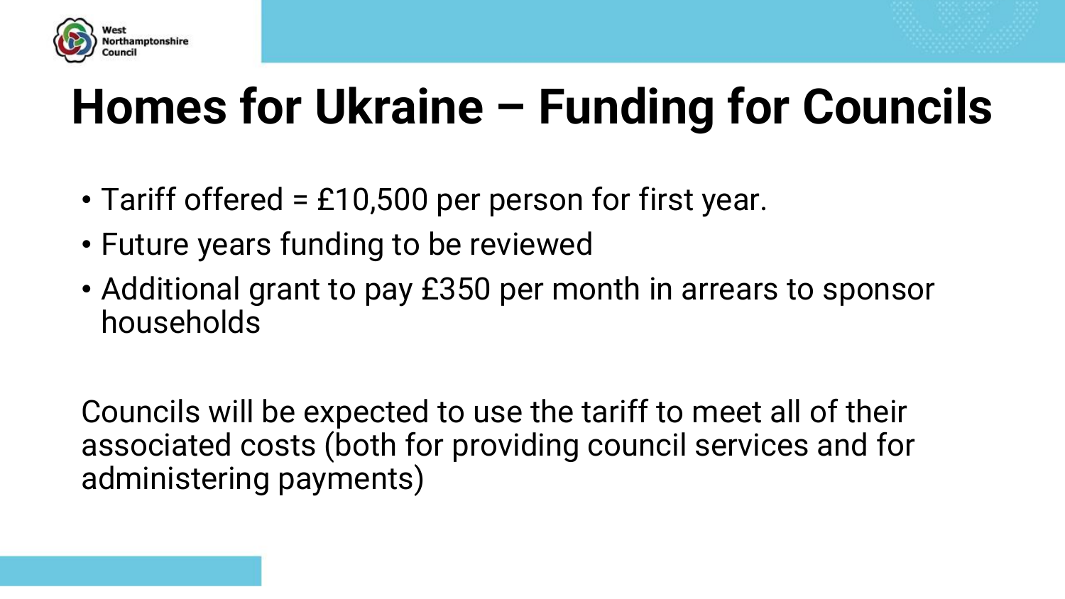# Homes for Ukraine – Funding for Councils

- Tariff offered = £10,500 per person for first year.
- Future years funding to be reviewed
- Additional grant to pay £350 per month in arrears to sponsor households

Councils will be expected to use the tariff to meet all of their associated costs (both for providing council services and for administering payments)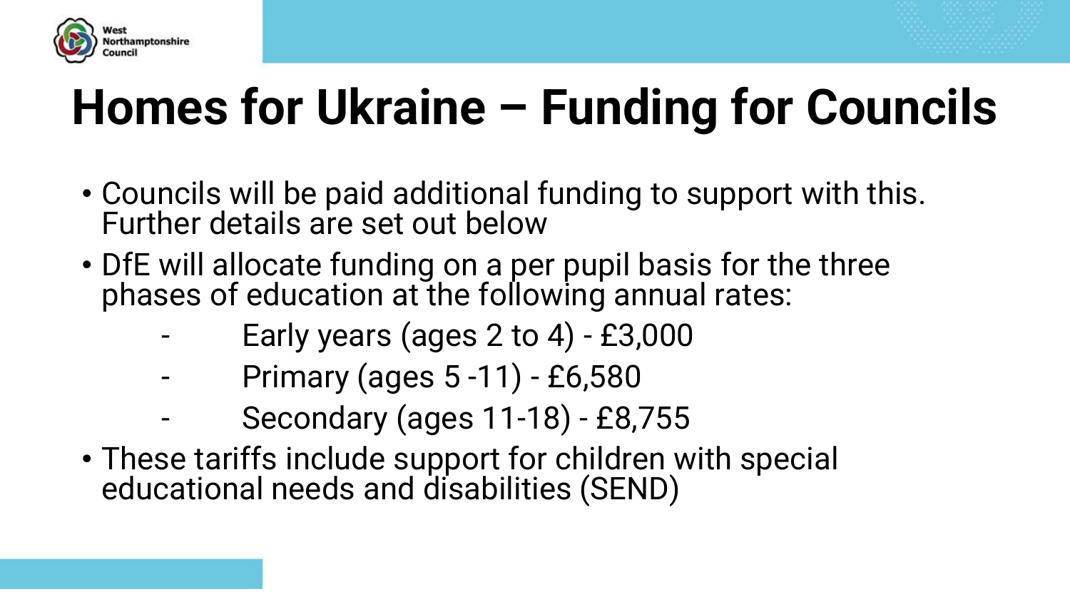# Homes for Ukraine – Funding for Councils

- Councils will be paid additional funding to support with this. Further details are set out below
- DfE will allocate funding on a per pupil basis for the three phases of education at the following annual rates:
  - Early years (ages 2 to 4) - £3,000
  - Primary (ages 5 -11) - £6,580
  - Secondary (ages 11-18) - £8,755
- These tariffs include support for children with special educational needs and disabilities (SEND)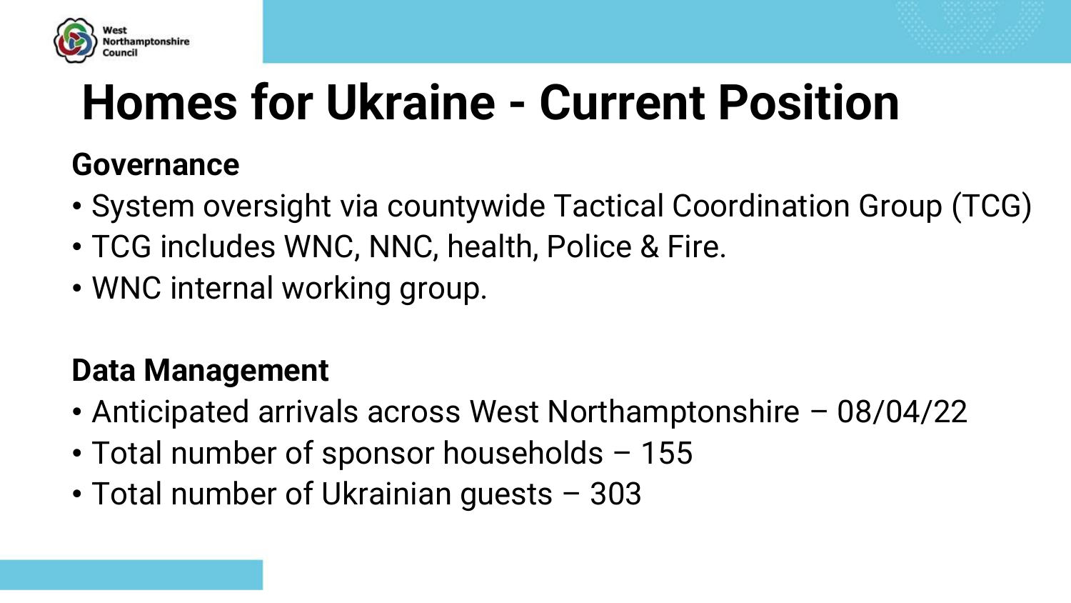# Homes for Ukraine - Current Position

## Governance

- System oversight via countywide Tactical Coordination Group (TCG)
- TCG includes WNC, NNC, health, Police & Fire.
- WNC internal working group.

## Data Management

- Anticipated arrivals across West Northamptonshire – 08/04/22
- Total number of sponsor households – 155
- Total number of Ukrainian guests – 303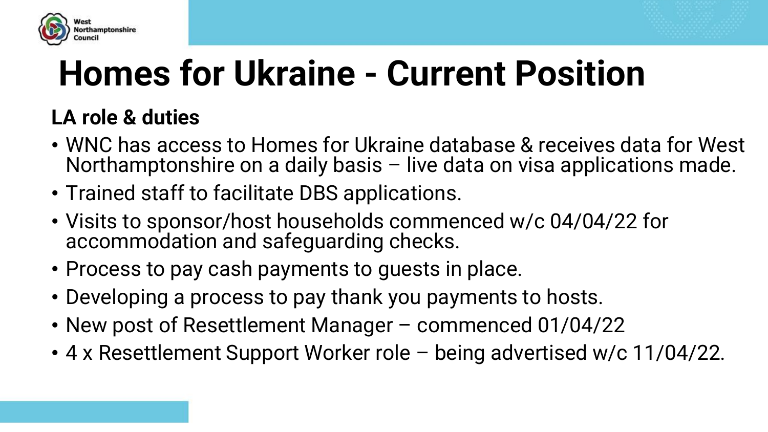# Homes for Ukraine - Current Position

**LA role & duties**

- WNC has access to Homes for Ukraine database & receives data for West Northamptonshire on a daily basis – live data on visa applications made.
- Trained staff to facilitate DBS applications.
- Visits to sponsor/host households commenced w/c 04/04/22 for accommodation and safeguarding checks.
- Process to pay cash payments to guests in place.
- Developing a process to pay thank you payments to hosts.
- New post of Resettlement Manager – commenced 01/04/22
- 4 x Resettlement Support Worker role – being advertised w/c 11/04/22.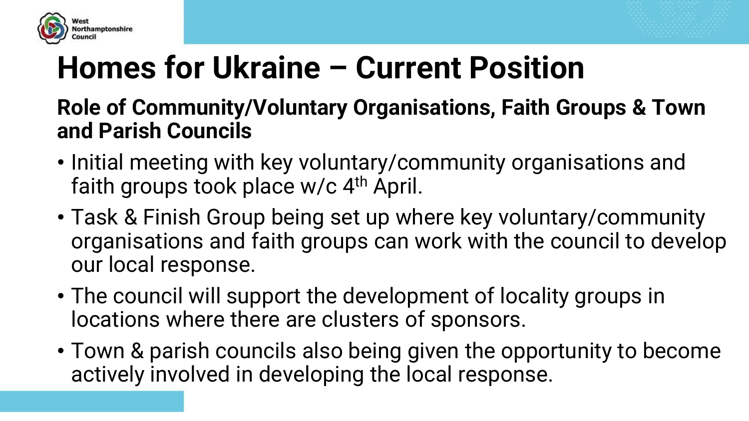# Homes for Ukraine – Current Position

## Role of Community/Voluntary Organisations, Faith Groups & Town and Parish Councils

- Initial meeting with key voluntary/community organisations and faith groups took place w/c 4th April.
- Task & Finish Group being set up where key voluntary/community organisations and faith groups can work with the council to develop our local response.
- The council will support the development of locality groups in locations where there are clusters of sponsors.
- Town & parish councils also being given the opportunity to become actively involved in developing the local response.